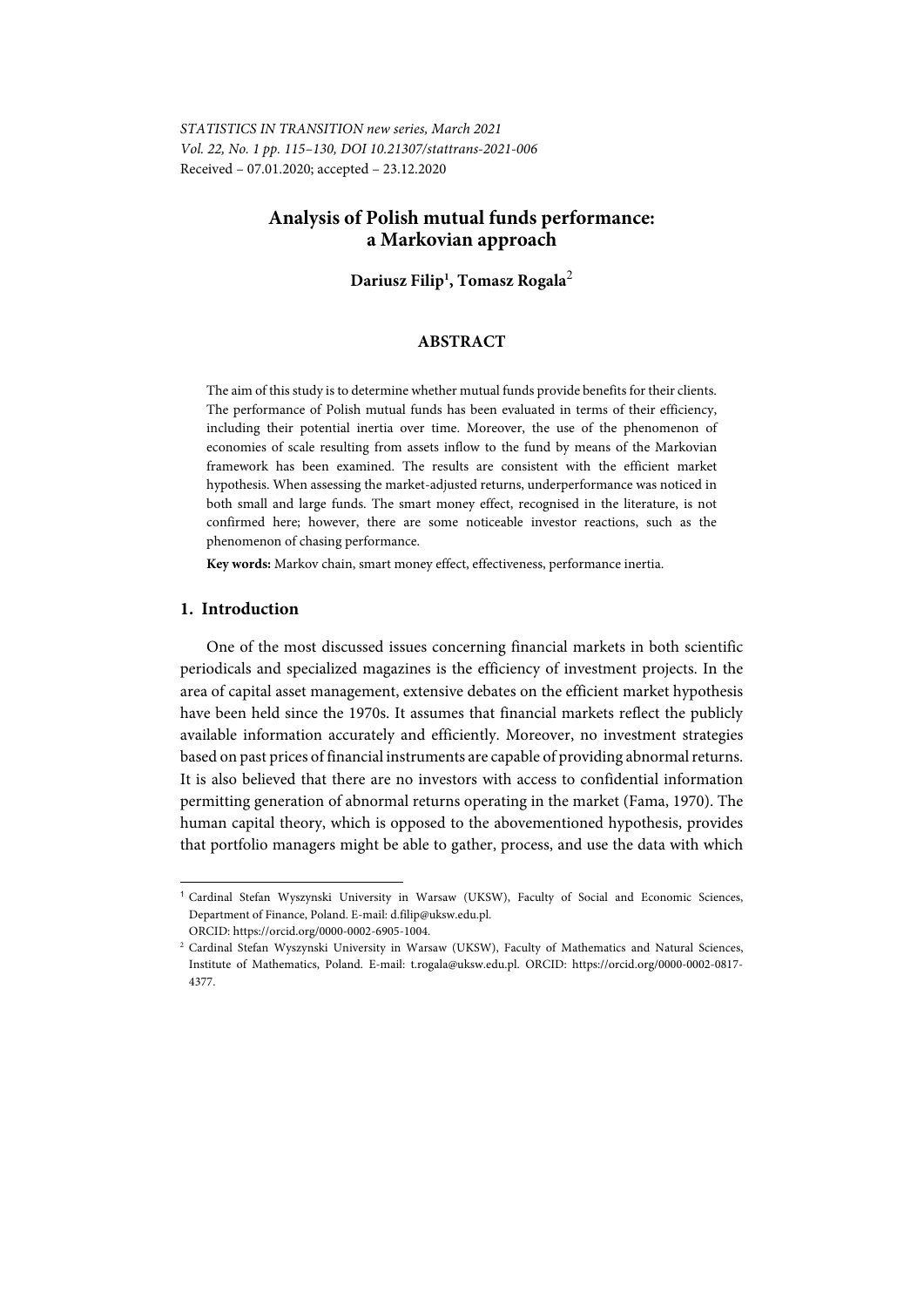STATISTICS IN TRANSITION new series, March 2021
Vol. 22, No. 1 pp. 115–130, DOI 10.21307/stattrans-2021-006
Received – 07.01.2020; accepted – 23.12.2020

# Analysis of Polish mutual funds performance: a Markovian approach

**Dariusz Filip[1], Tomasz Rogala[2]**

## ABSTRACT

The aim of this study is to determine whether mutual funds provide benefits for their clients. The performance of Polish mutual funds has been evaluated in terms of their efficiency, including their potential inertia over time. Moreover, the use of the phenomenon of economies of scale resulting from assets inflow to the fund by means of the Markovian framework has been examined. The results are consistent with the efficient market hypothesis. When assessing the market-adjusted returns, underperformance was noticed in both small and large funds. The smart money effect, recognised in the literature, is not confirmed here; however, there are some noticeable investor reactions, such as the phenomenon of chasing performance.

**Key words:** Markov chain, smart money effect, effectiveness, performance inertia.

## 1. Introduction

One of the most discussed issues concerning financial markets in both scientific periodicals and specialized magazines is the efficiency of investment projects. In the area of capital asset management, extensive debates on the efficient market hypothesis have been held since the 1970s. It assumes that financial markets reflect the publicly available information accurately and efficiently. Moreover, no investment strategies based on past prices of financial instruments are capable of providing abnormal returns. It is also believed that there are no investors with access to confidential information permitting generation of abnormal returns operating in the market (Fama, 1970). The human capital theory, which is opposed to the abovementioned hypothesis, provides that portfolio managers might be able to gather, process, and use the data with which

---

[1] Cardinal Stefan Wyszynski University in Warsaw (UKSW), Faculty of Social and Economic Sciences, Department of Finance, Poland. E-mail: d.filip@uksw.edu.pl. ORCID: https://orcid.org/0000-0002-6905-1004.

[2] Cardinal Stefan Wyszynski University in Warsaw (UKSW), Faculty of Mathematics and Natural Sciences, Institute of Mathematics, Poland. E-mail: t.rogala@uksw.edu.pl. ORCID: https://orcid.org/0000-0002-0817-4377.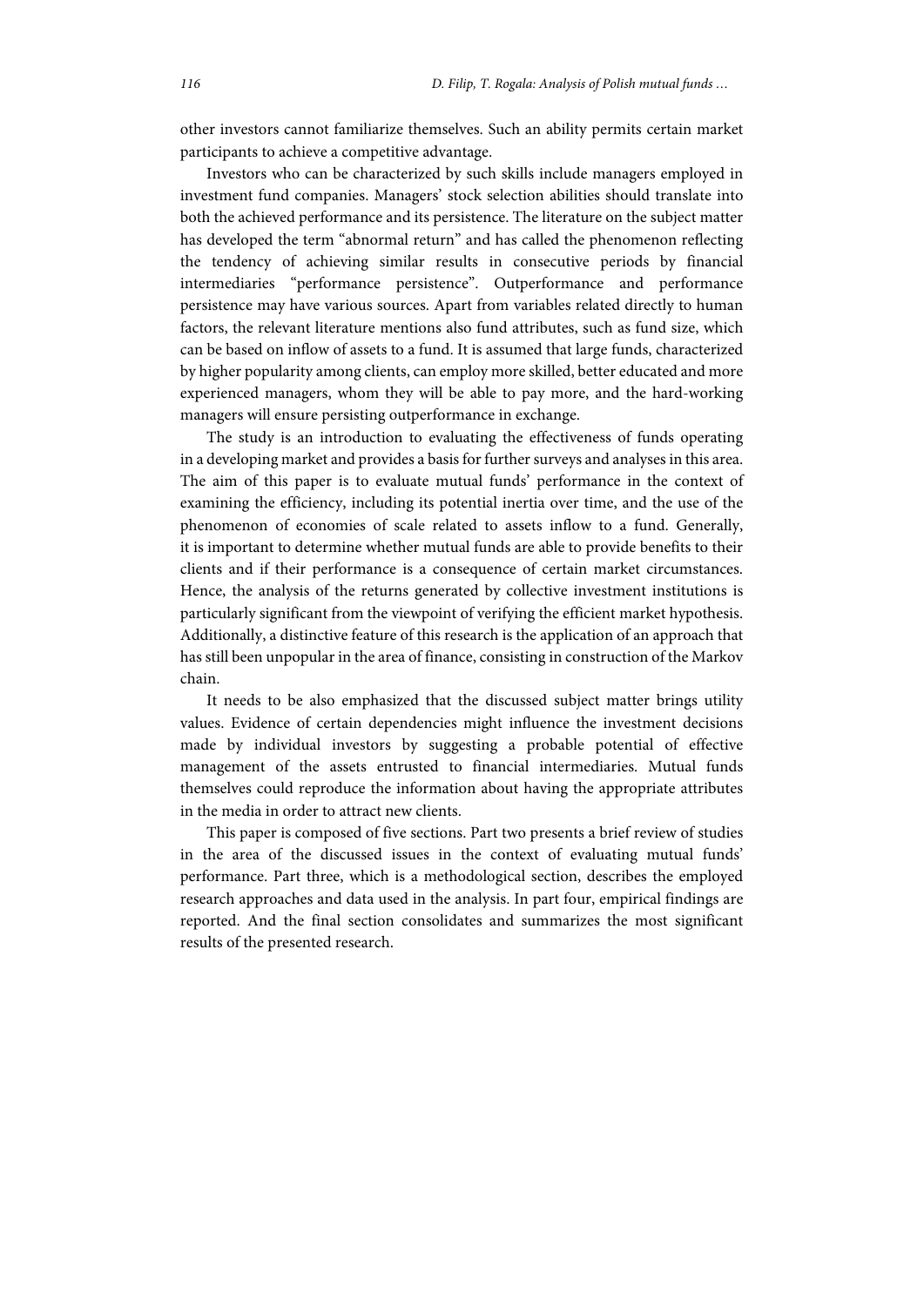other investors cannot familiarize themselves. Such an ability permits certain market participants to achieve a competitive advantage.

Investors who can be characterized by such skills include managers employed in investment fund companies. Managers' stock selection abilities should translate into both the achieved performance and its persistence. The literature on the subject matter has developed the term "abnormal return" and has called the phenomenon reflecting the tendency of achieving similar results in consecutive periods by financial intermediaries "performance persistence". Outperformance and performance persistence may have various sources. Apart from variables related directly to human factors, the relevant literature mentions also fund attributes, such as fund size, which can be based on inflow of assets to a fund. It is assumed that large funds, characterized by higher popularity among clients, can employ more skilled, better educated and more experienced managers, whom they will be able to pay more, and the hard-working managers will ensure persisting outperformance in exchange.

The study is an introduction to evaluating the effectiveness of funds operating in a developing market and provides a basis for further surveys and analyses in this area. The aim of this paper is to evaluate mutual funds' performance in the context of examining the efficiency, including its potential inertia over time, and the use of the phenomenon of economies of scale related to assets inflow to a fund. Generally, it is important to determine whether mutual funds are able to provide benefits to their clients and if their performance is a consequence of certain market circumstances. Hence, the analysis of the returns generated by collective investment institutions is particularly significant from the viewpoint of verifying the efficient market hypothesis. Additionally, a distinctive feature of this research is the application of an approach that has still been unpopular in the area of finance, consisting in construction of the Markov chain.

It needs to be also emphasized that the discussed subject matter brings utility values. Evidence of certain dependencies might influence the investment decisions made by individual investors by suggesting a probable potential of effective management of the assets entrusted to financial intermediaries. Mutual funds themselves could reproduce the information about having the appropriate attributes in the media in order to attract new clients.

This paper is composed of five sections. Part two presents a brief review of studies in the area of the discussed issues in the context of evaluating mutual funds' performance. Part three, which is a methodological section, describes the employed research approaches and data used in the analysis. In part four, empirical findings are reported. And the final section consolidates and summarizes the most significant results of the presented research.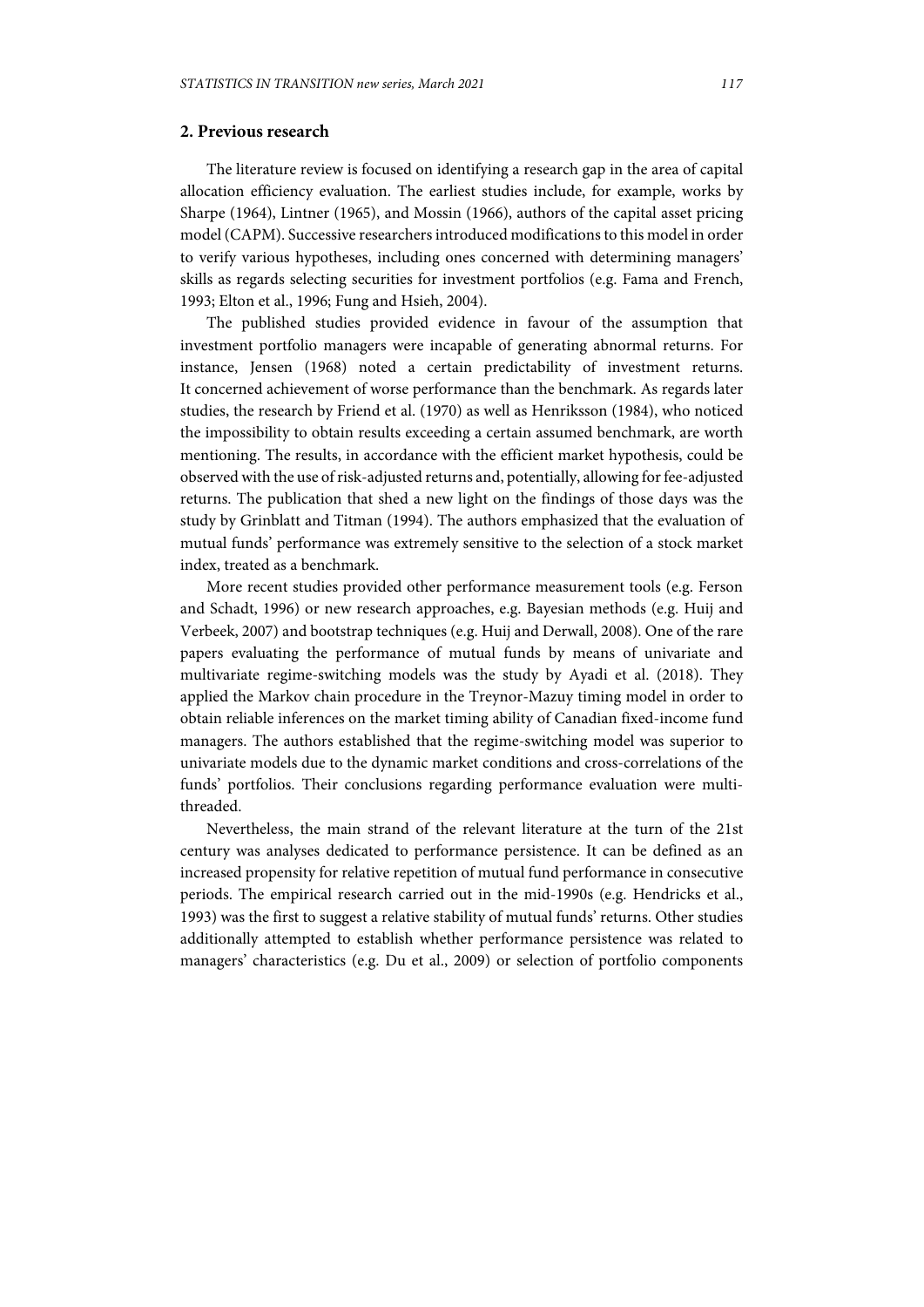## 2. Previous research

The literature review is focused on identifying a research gap in the area of capital allocation efficiency evaluation. The earliest studies include, for example, works by Sharpe (1964), Lintner (1965), and Mossin (1966), authors of the capital asset pricing model (CAPM). Successive researchers introduced modifications to this model in order to verify various hypotheses, including ones concerned with determining managers' skills as regards selecting securities for investment portfolios (e.g. Fama and French, 1993; Elton et al., 1996; Fung and Hsieh, 2004).

The published studies provided evidence in favour of the assumption that investment portfolio managers were incapable of generating abnormal returns. For instance, Jensen (1968) noted a certain predictability of investment returns. It concerned achievement of worse performance than the benchmark. As regards later studies, the research by Friend et al. (1970) as well as Henriksson (1984), who noticed the impossibility to obtain results exceeding a certain assumed benchmark, are worth mentioning. The results, in accordance with the efficient market hypothesis, could be observed with the use of risk-adjusted returns and, potentially, allowing for fee-adjusted returns. The publication that shed a new light on the findings of those days was the study by Grinblatt and Titman (1994). The authors emphasized that the evaluation of mutual funds' performance was extremely sensitive to the selection of a stock market index, treated as a benchmark.

More recent studies provided other performance measurement tools (e.g. Ferson and Schadt, 1996) or new research approaches, e.g. Bayesian methods (e.g. Huij and Verbeek, 2007) and bootstrap techniques (e.g. Huij and Derwall, 2008). One of the rare papers evaluating the performance of mutual funds by means of univariate and multivariate regime-switching models was the study by Ayadi et al. (2018). They applied the Markov chain procedure in the Treynor-Mazuy timing model in order to obtain reliable inferences on the market timing ability of Canadian fixed-income fund managers. The authors established that the regime-switching model was superior to univariate models due to the dynamic market conditions and cross-correlations of the funds' portfolios. Their conclusions regarding performance evaluation were multi-threaded.

Nevertheless, the main strand of the relevant literature at the turn of the 21st century was analyses dedicated to performance persistence. It can be defined as an increased propensity for relative repetition of mutual fund performance in consecutive periods. The empirical research carried out in the mid-1990s (e.g. Hendricks et al., 1993) was the first to suggest a relative stability of mutual funds' returns. Other studies additionally attempted to establish whether performance persistence was related to managers' characteristics (e.g. Du et al., 2009) or selection of portfolio components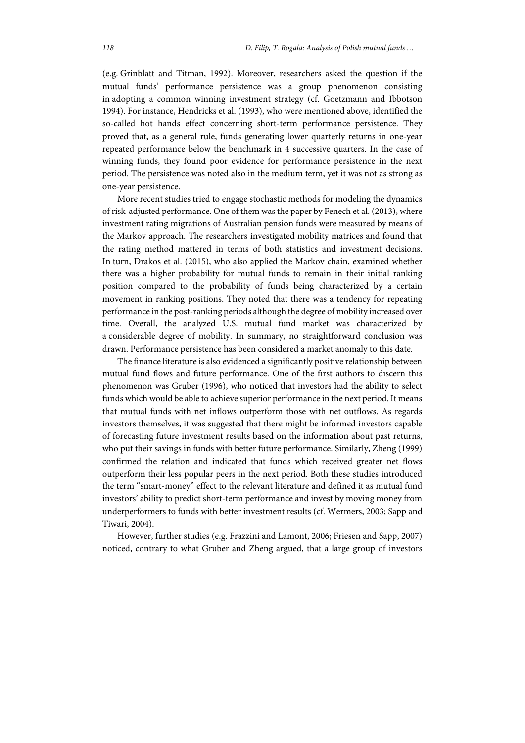(e.g. Grinblatt and Titman, 1992). Moreover, researchers asked the question if the mutual funds' performance persistence was a group phenomenon consisting in adopting a common winning investment strategy (cf. Goetzmann and Ibbotson 1994). For instance, Hendricks et al. (1993), who were mentioned above, identified the so-called hot hands effect concerning short-term performance persistence. They proved that, as a general rule, funds generating lower quarterly returns in one-year repeated performance below the benchmark in 4 successive quarters. In the case of winning funds, they found poor evidence for performance persistence in the next period. The persistence was noted also in the medium term, yet it was not as strong as one-year persistence.

More recent studies tried to engage stochastic methods for modeling the dynamics of risk-adjusted performance. One of them was the paper by Fenech et al. (2013), where investment rating migrations of Australian pension funds were measured by means of the Markov approach. The researchers investigated mobility matrices and found that the rating method mattered in terms of both statistics and investment decisions. In turn, Drakos et al. (2015), who also applied the Markov chain, examined whether there was a higher probability for mutual funds to remain in their initial ranking position compared to the probability of funds being characterized by a certain movement in ranking positions. They noted that there was a tendency for repeating performance in the post-ranking periods although the degree of mobility increased over time. Overall, the analyzed U.S. mutual fund market was characterized by a considerable degree of mobility. In summary, no straightforward conclusion was drawn. Performance persistence has been considered a market anomaly to this date.

The finance literature is also evidenced a significantly positive relationship between mutual fund flows and future performance. One of the first authors to discern this phenomenon was Gruber (1996), who noticed that investors had the ability to select funds which would be able to achieve superior performance in the next period. It means that mutual funds with net inflows outperform those with net outflows. As regards investors themselves, it was suggested that there might be informed investors capable of forecasting future investment results based on the information about past returns, who put their savings in funds with better future performance. Similarly, Zheng (1999) confirmed the relation and indicated that funds which received greater net flows outperform their less popular peers in the next period. Both these studies introduced the term "smart-money" effect to the relevant literature and defined it as mutual fund investors' ability to predict short-term performance and invest by moving money from underperformers to funds with better investment results (cf. Wermers, 2003; Sapp and Tiwari, 2004).

However, further studies (e.g. Frazzini and Lamont, 2006; Friesen and Sapp, 2007) noticed, contrary to what Gruber and Zheng argued, that a large group of investors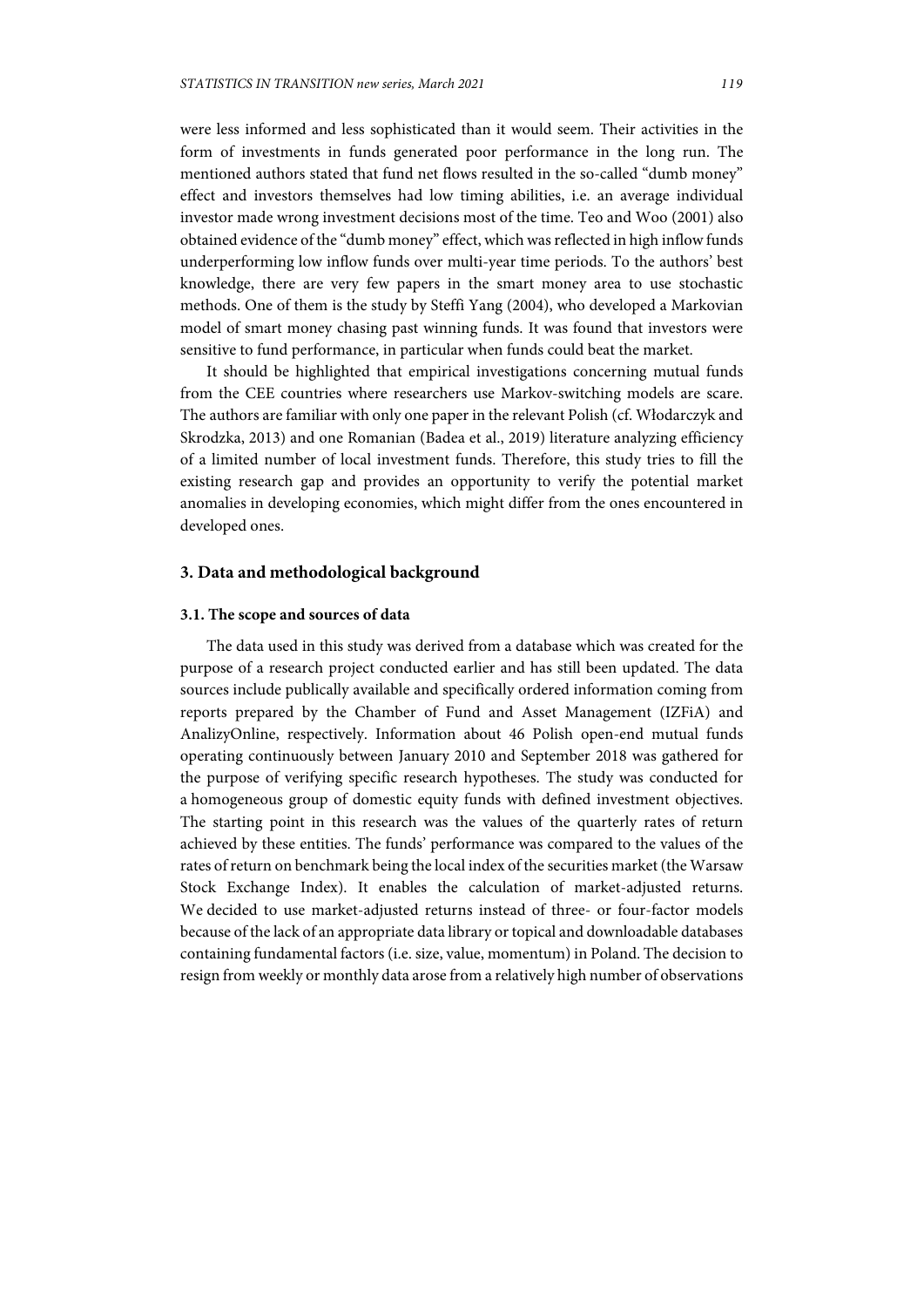were less informed and less sophisticated than it would seem. Their activities in the form of investments in funds generated poor performance in the long run. The mentioned authors stated that fund net flows resulted in the so-called "dumb money" effect and investors themselves had low timing abilities, i.e. an average individual investor made wrong investment decisions most of the time. Teo and Woo (2001) also obtained evidence of the "dumb money" effect, which was reflected in high inflow funds underperforming low inflow funds over multi-year time periods. To the authors' best knowledge, there are very few papers in the smart money area to use stochastic methods. One of them is the study by Steffi Yang (2004), who developed a Markovian model of smart money chasing past winning funds. It was found that investors were sensitive to fund performance, in particular when funds could beat the market.

It should be highlighted that empirical investigations concerning mutual funds from the CEE countries where researchers use Markov-switching models are scare. The authors are familiar with only one paper in the relevant Polish (cf. Włodarczyk and Skrodzka, 2013) and one Romanian (Badea et al., 2019) literature analyzing efficiency of a limited number of local investment funds. Therefore, this study tries to fill the existing research gap and provides an opportunity to verify the potential market anomalies in developing economies, which might differ from the ones encountered in developed ones.

## 3. Data and methodological background

### 3.1. The scope and sources of data

The data used in this study was derived from a database which was created for the purpose of a research project conducted earlier and has still been updated. The data sources include publically available and specifically ordered information coming from reports prepared by the Chamber of Fund and Asset Management (IZFiA) and AnalizyOnline, respectively. Information about 46 Polish open-end mutual funds operating continuously between January 2010 and September 2018 was gathered for the purpose of verifying specific research hypotheses. The study was conducted for a homogeneous group of domestic equity funds with defined investment objectives. The starting point in this research was the values of the quarterly rates of return achieved by these entities. The funds' performance was compared to the values of the rates of return on benchmark being the local index of the securities market (the Warsaw Stock Exchange Index). It enables the calculation of market-adjusted returns. We decided to use market-adjusted returns instead of three- or four-factor models because of the lack of an appropriate data library or topical and downloadable databases containing fundamental factors (i.e. size, value, momentum) in Poland. The decision to resign from weekly or monthly data arose from a relatively high number of observations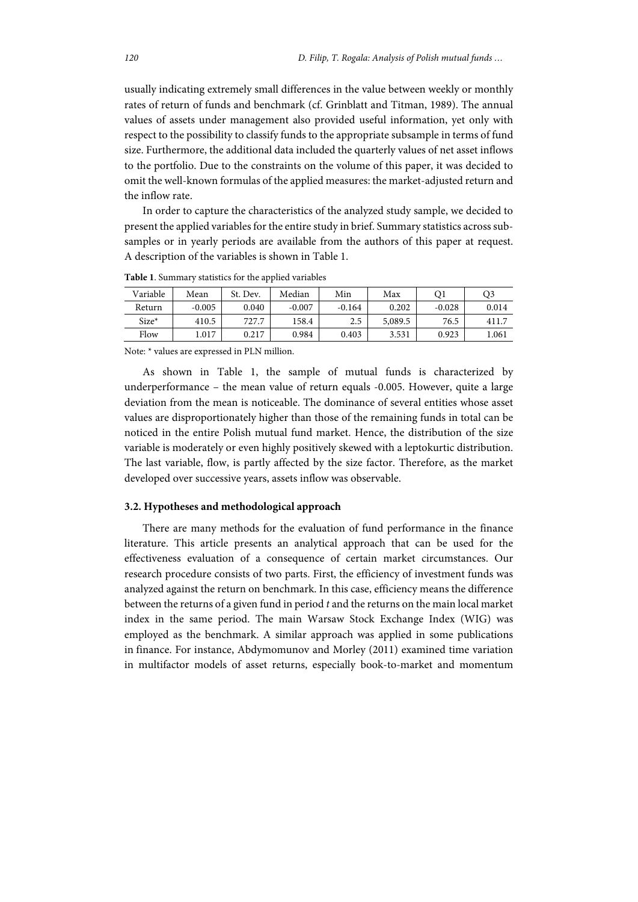usually indicating extremely small differences in the value between weekly or monthly rates of return of funds and benchmark (cf. Grinblatt and Titman, 1989). The annual values of assets under management also provided useful information, yet only with respect to the possibility to classify funds to the appropriate subsample in terms of fund size. Furthermore, the additional data included the quarterly values of net asset inflows to the portfolio. Due to the constraints on the volume of this paper, it was decided to omit the well-known formulas of the applied measures: the market-adjusted return and the inflow rate.

In order to capture the characteristics of the analyzed study sample, we decided to present the applied variables for the entire study in brief. Summary statistics across subsamples or in yearly periods are available from the authors of this paper at request. A description of the variables is shown in Table 1.

**Table 1**. Summary statistics for the applied variables

| Variable | Mean | St. Dev. | Median | Min | Max | Q1 | Q3 |
|---|---|---|---|---|---|---|---|
| Return | -0.005 | 0.040 | -0.007 | -0.164 | 0.202 | -0.028 | 0.014 |
| Size* | 410.5 | 727.7 | 158.4 | 2.5 | 5,089.5 | 76.5 | 411.7 |
| Flow | 1.017 | 0.217 | 0.984 | 0.403 | 3.531 | 0.923 | 1.061 |

Note: * values are expressed in PLN million.

As shown in Table 1, the sample of mutual funds is characterized by underperformance – the mean value of return equals -0.005. However, quite a large deviation from the mean is noticeable. The dominance of several entities whose asset values are disproportionately higher than those of the remaining funds in total can be noticed in the entire Polish mutual fund market. Hence, the distribution of the size variable is moderately or even highly positively skewed with a leptokurtic distribution. The last variable, flow, is partly affected by the size factor. Therefore, as the market developed over successive years, assets inflow was observable.

### 3.2. Hypotheses and methodological approach

There are many methods for the evaluation of fund performance in the finance literature. This article presents an analytical approach that can be used for the effectiveness evaluation of a consequence of certain market circumstances. Our research procedure consists of two parts. First, the efficiency of investment funds was analyzed against the return on benchmark. In this case, efficiency means the difference between the returns of a given fund in period *t* and the returns on the main local market index in the same period. The main Warsaw Stock Exchange Index (WIG) was employed as the benchmark. A similar approach was applied in some publications in finance. For instance, Abdymomunov and Morley (2011) examined time variation in multifactor models of asset returns, especially book-to-market and momentum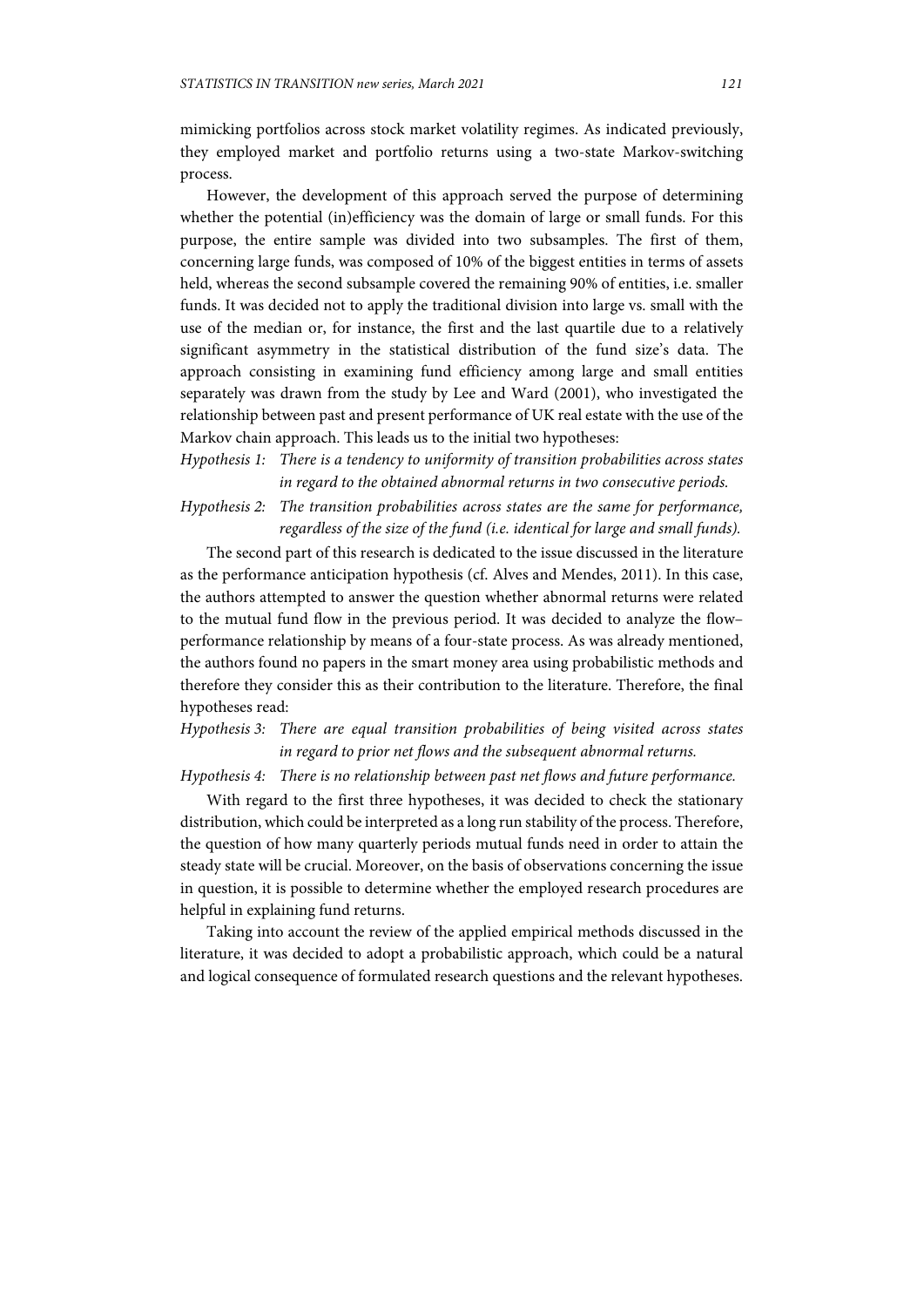mimicking portfolios across stock market volatility regimes. As indicated previously, they employed market and portfolio returns using a two-state Markov-switching process.

However, the development of this approach served the purpose of determining whether the potential (in)efficiency was the domain of large or small funds. For this purpose, the entire sample was divided into two subsamples. The first of them, concerning large funds, was composed of 10% of the biggest entities in terms of assets held, whereas the second subsample covered the remaining 90% of entities, i.e. smaller funds. It was decided not to apply the traditional division into large vs. small with the use of the median or, for instance, the first and the last quartile due to a relatively significant asymmetry in the statistical distribution of the fund size's data. The approach consisting in examining fund efficiency among large and small entities separately was drawn from the study by Lee and Ward (2001), who investigated the relationship between past and present performance of UK real estate with the use of the Markov chain approach. This leads us to the initial two hypotheses:

*Hypothesis 1: There is a tendency to uniformity of transition probabilities across states in regard to the obtained abnormal returns in two consecutive periods.*

*Hypothesis 2: The transition probabilities across states are the same for performance, regardless of the size of the fund (i.e. identical for large and small funds).*

The second part of this research is dedicated to the issue discussed in the literature as the performance anticipation hypothesis (cf. Alves and Mendes, 2011). In this case, the authors attempted to answer the question whether abnormal returns were related to the mutual fund flow in the previous period. It was decided to analyze the flow–performance relationship by means of a four-state process. As was already mentioned, the authors found no papers in the smart money area using probabilistic methods and therefore they consider this as their contribution to the literature. Therefore, the final hypotheses read:

*Hypothesis 3: There are equal transition probabilities of being visited across states in regard to prior net flows and the subsequent abnormal returns.*

*Hypothesis 4: There is no relationship between past net flows and future performance.*

With regard to the first three hypotheses, it was decided to check the stationary distribution, which could be interpreted as a long run stability of the process. Therefore, the question of how many quarterly periods mutual funds need in order to attain the steady state will be crucial. Moreover, on the basis of observations concerning the issue in question, it is possible to determine whether the employed research procedures are helpful in explaining fund returns.

Taking into account the review of the applied empirical methods discussed in the literature, it was decided to adopt a probabilistic approach, which could be a natural and logical consequence of formulated research questions and the relevant hypotheses.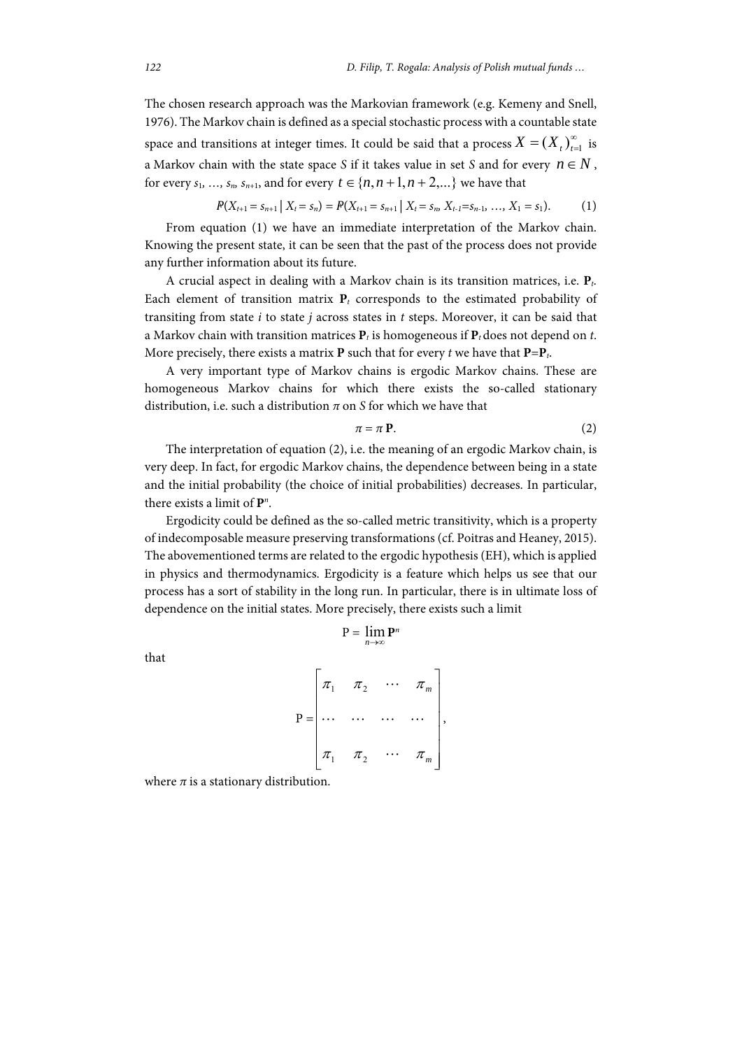The chosen research approach was the Markovian framework (e.g. Kemeny and Snell, 1976). The Markov chain is defined as a special stochastic process with a countable state space and transitions at integer times. It could be said that a process $X = (X_t)_{t=1}^{\infty}$ is a Markov chain with the state space *S* if it takes value in set *S* and for every $n \in N$, for every $s_1, \ldots, s_n, s_{n+1}$, and for every $t \in \{n, n+1, n+2, \ldots\}$ we have that

$$P(X_{t+1} = s_{n+1} \mid X_t = s_n) = P(X_{t+1} = s_{n+1} \mid X_t = s_n, X_{t-1} = s_{n-1}, \ldots, X_1 = s_1). \tag{1}$$

From equation (1) we have an immediate interpretation of the Markov chain. Knowing the present state, it can be seen that the past of the process does not provide any further information about its future.

A crucial aspect in dealing with a Markov chain is its transition matrices, i.e. $\mathbf{P}_t$. Each element of transition matrix $\mathbf{P}_t$ corresponds to the estimated probability of transiting from state *i* to state *j* across states in *t* steps. Moreover, it can be said that a Markov chain with transition matrices $\mathbf{P}_t$ is homogeneous if $\mathbf{P}_t$ does not depend on *t*. More precisely, there exists a matrix $\mathbf{P}$ such that for every *t* we have that $\mathbf{P} = \mathbf{P}_t$.

A very important type of Markov chains is ergodic Markov chains. These are homogeneous Markov chains for which there exists the so-called stationary distribution, i.e. such a distribution $\pi$ on *S* for which we have that

$$\pi = \pi \, \mathbf{P}. \tag{2}$$

The interpretation of equation (2), i.e. the meaning of an ergodic Markov chain, is very deep. In fact, for ergodic Markov chains, the dependence between being in a state and the initial probability (the choice of initial probabilities) decreases. In particular, there exists a limit of $\mathbf{P}^n$.

Ergodicity could be defined as the so-called metric transitivity, which is a property of indecomposable measure preserving transformations (cf. Poitras and Heaney, 2015). The abovementioned terms are related to the ergodic hypothesis (EH), which is applied in physics and thermodynamics. Ergodicity is a feature which helps us see that our process has a sort of stability in the long run. In particular, there is in ultimate loss of dependence on the initial states. More precisely, there exists such a limit

$$\mathrm{P} = \lim_{n \to \infty} \mathbf{P}^n$$

that

$$\mathrm{P} = \begin{bmatrix} \pi_1 & \pi_2 & \cdots & \pi_m \\ \cdots & \cdots & \cdots & \cdots \\ \pi_1 & \pi_2 & \cdots & \pi_m \end{bmatrix},$$

where $\pi$ is a stationary distribution.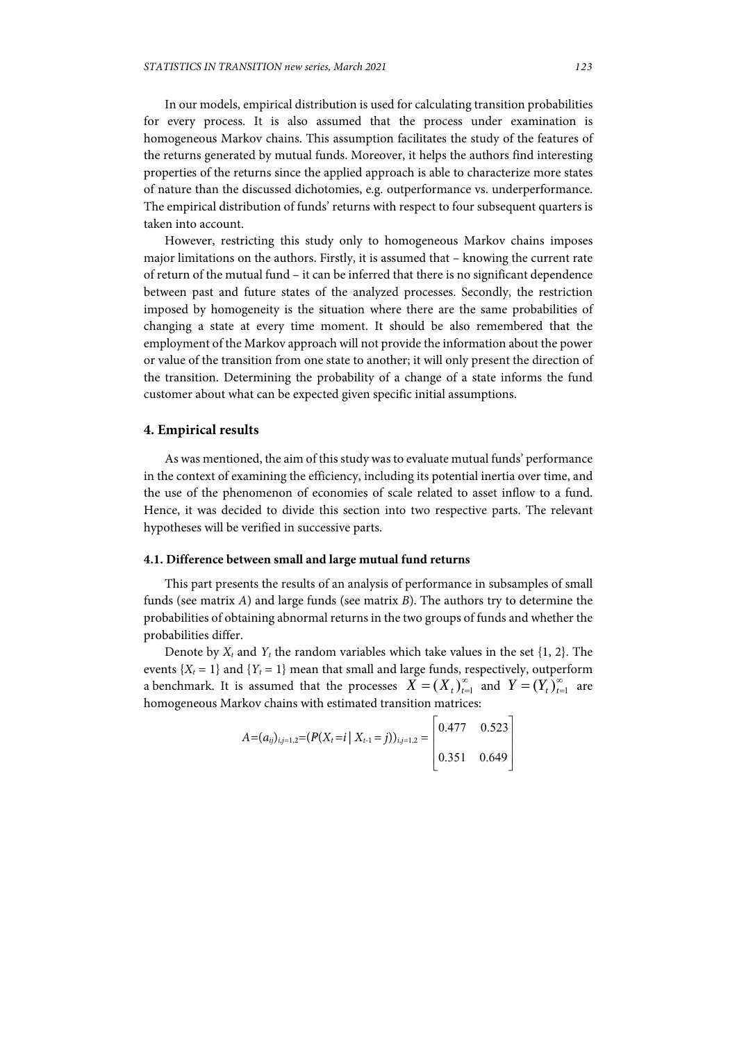In our models, empirical distribution is used for calculating transition probabilities for every process. It is also assumed that the process under examination is homogeneous Markov chains. This assumption facilitates the study of the features of the returns generated by mutual funds. Moreover, it helps the authors find interesting properties of the returns since the applied approach is able to characterize more states of nature than the discussed dichotomies, e.g. outperformance vs. underperformance. The empirical distribution of funds' returns with respect to four subsequent quarters is taken into account.

However, restricting this study only to homogeneous Markov chains imposes major limitations on the authors. Firstly, it is assumed that – knowing the current rate of return of the mutual fund – it can be inferred that there is no significant dependence between past and future states of the analyzed processes. Secondly, the restriction imposed by homogeneity is the situation where there are the same probabilities of changing a state at every time moment. It should be also remembered that the employment of the Markov approach will not provide the information about the power or value of the transition from one state to another; it will only present the direction of the transition. Determining the probability of a change of a state informs the fund customer about what can be expected given specific initial assumptions.

## 4. Empirical results

As was mentioned, the aim of this study was to evaluate mutual funds' performance in the context of examining the efficiency, including its potential inertia over time, and the use of the phenomenon of economies of scale related to asset inflow to a fund. Hence, it was decided to divide this section into two respective parts. The relevant hypotheses will be verified in successive parts.

### 4.1. Difference between small and large mutual fund returns

This part presents the results of an analysis of performance in subsamples of small funds (see matrix $A$) and large funds (see matrix $B$). The authors try to determine the probabilities of obtaining abnormal returns in the two groups of funds and whether the probabilities differ.

Denote by $X_t$ and $Y_t$ the random variables which take values in the set {1, 2}. The events $\{X_t = 1\}$ and $\{Y_t = 1\}$ mean that small and large funds, respectively, outperform a benchmark. It is assumed that the processes $X = (X_t)_{t=1}^{\infty}$ and $Y = (Y_t)_{t=1}^{\infty}$ are homogeneous Markov chains with estimated transition matrices:

$$A=(a_{ij})_{i,j=1,2}=(P(X_t=i \mid X_{t-1}=j))_{i,j=1,2}=\begin{bmatrix} 0.477 & 0.523 \\ 0.351 & 0.649 \end{bmatrix}$$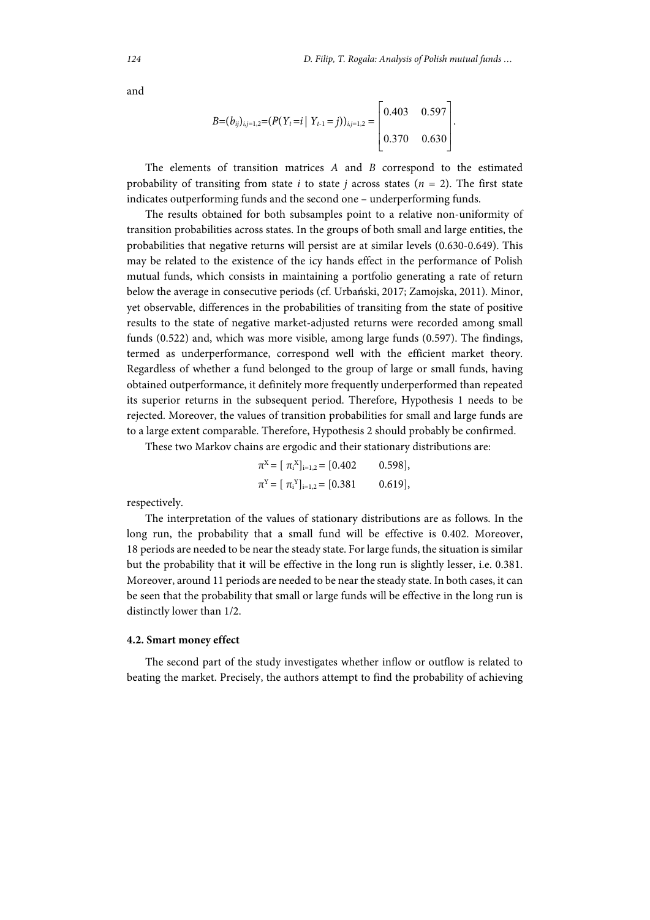and

$$B=(b_{ij})_{i,j=1,2}=(P(Y_t=i \mid Y_{t-1}=j))_{i,j=1,2}=\begin{bmatrix} 0.403 & 0.597 \\ 0.370 & 0.630 \end{bmatrix}.$$

The elements of transition matrices $A$ and $B$ correspond to the estimated probability of transiting from state $i$ to state $j$ across states ($n = 2$). The first state indicates outperforming funds and the second one – underperforming funds.

The results obtained for both subsamples point to a relative non-uniformity of transition probabilities across states. In the groups of both small and large entities, the probabilities that negative returns will persist are at similar levels (0.630-0.649). This may be related to the existence of the icy hands effect in the performance of Polish mutual funds, which consists in maintaining a portfolio generating a rate of return below the average in consecutive periods (cf. Urbański, 2017; Zamojska, 2011). Minor, yet observable, differences in the probabilities of transiting from the state of positive results to the state of negative market-adjusted returns were recorded among small funds (0.522) and, which was more visible, among large funds (0.597). The findings, termed as underperformance, correspond well with the efficient market theory. Regardless of whether a fund belonged to the group of large or small funds, having obtained outperformance, it definitely more frequently underperformed than repeated its superior returns in the subsequent period. Therefore, Hypothesis 1 needs to be rejected. Moreover, the values of transition probabilities for small and large funds are to a large extent comparable. Therefore, Hypothesis 2 should probably be confirmed.

These two Markov chains are ergodic and their stationary distributions are:

$$\pi^X = [\, \pi_i^X ]_{i=1,2} = [0.402 \qquad 0.598],$$

$$\pi^Y = [\, \pi_i^Y ]_{i=1,2} = [0.381 \qquad 0.619],$$

respectively.

The interpretation of the values of stationary distributions are as follows. In the long run, the probability that a small fund will be effective is 0.402. Moreover, 18 periods are needed to be near the steady state. For large funds, the situation is similar but the probability that it will be effective in the long run is slightly lesser, i.e. 0.381. Moreover, around 11 periods are needed to be near the steady state. In both cases, it can be seen that the probability that small or large funds will be effective in the long run is distinctly lower than 1/2.

### 4.2. Smart money effect

The second part of the study investigates whether inflow or outflow is related to beating the market. Precisely, the authors attempt to find the probability of achieving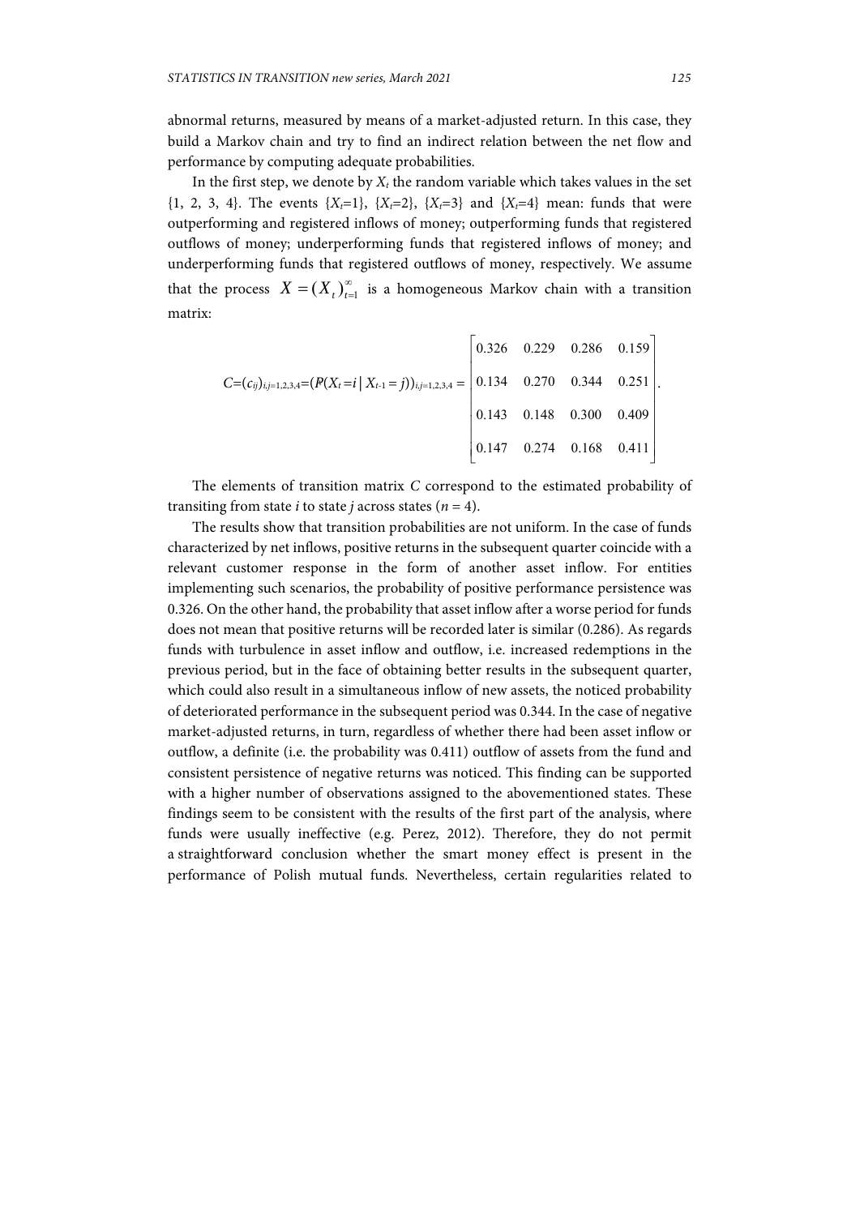abnormal returns, measured by means of a market-adjusted return. In this case, they build a Markov chain and try to find an indirect relation between the net flow and performance by computing adequate probabilities.

In the first step, we denote by $X_t$ the random variable which takes values in the set {1, 2, 3, 4}. The events $\{X_t=1\}$, $\{X_t=2\}$, $\{X_t=3\}$ and $\{X_t=4\}$ mean: funds that were outperforming and registered inflows of money; outperforming funds that registered outflows of money; underperforming funds that registered inflows of money; and underperforming funds that registered outflows of money, respectively. We assume that the process $X=(X_t)_{t=1}^{\infty}$ is a homogeneous Markov chain with a transition matrix:

$$C=(c_{ij})_{i,j=1,2,3,4}=(P(X_t=i\mid X_{t-1}=j))_{i,j=1,2,3,4}=\begin{bmatrix} 0.326 & 0.229 & 0.286 & 0.159 \\ 0.134 & 0.270 & 0.344 & 0.251 \\ 0.143 & 0.148 & 0.300 & 0.409 \\ 0.147 & 0.274 & 0.168 & 0.411 \end{bmatrix}.$$

The elements of transition matrix $C$ correspond to the estimated probability of transiting from state $i$ to state $j$ across states ($n = 4$).

The results show that transition probabilities are not uniform. In the case of funds characterized by net inflows, positive returns in the subsequent quarter coincide with a relevant customer response in the form of another asset inflow. For entities implementing such scenarios, the probability of positive performance persistence was 0.326. On the other hand, the probability that asset inflow after a worse period for funds does not mean that positive returns will be recorded later is similar (0.286). As regards funds with turbulence in asset inflow and outflow, i.e. increased redemptions in the previous period, but in the face of obtaining better results in the subsequent quarter, which could also result in a simultaneous inflow of new assets, the noticed probability of deteriorated performance in the subsequent period was 0.344. In the case of negative market-adjusted returns, in turn, regardless of whether there had been asset inflow or outflow, a definite (i.e. the probability was 0.411) outflow of assets from the fund and consistent persistence of negative returns was noticed. This finding can be supported with a higher number of observations assigned to the abovementioned states. These findings seem to be consistent with the results of the first part of the analysis, where funds were usually ineffective (e.g. Perez, 2012). Therefore, they do not permit a straightforward conclusion whether the smart money effect is present in the performance of Polish mutual funds. Nevertheless, certain regularities related to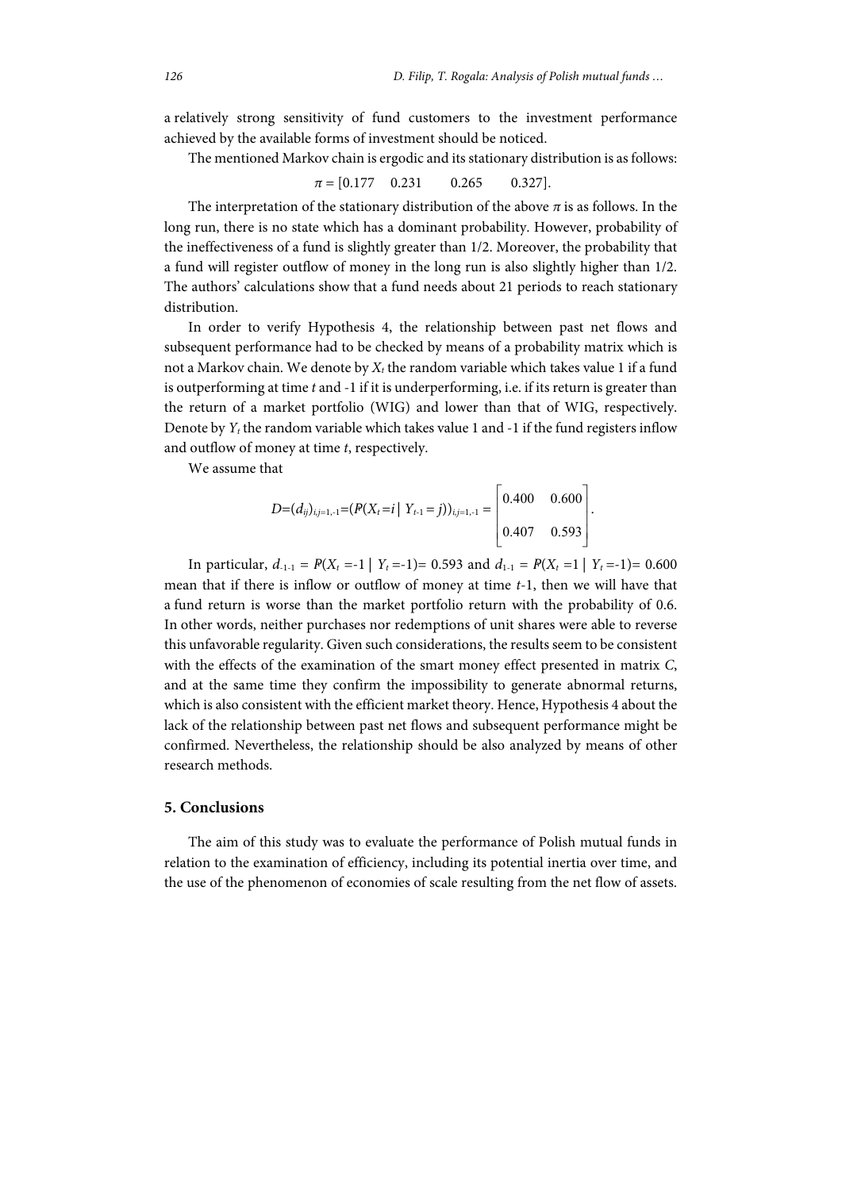a relatively strong sensitivity of fund customers to the investment performance achieved by the available forms of investment should be noticed.

The mentioned Markov chain is ergodic and its stationary distribution is as follows:

$$\pi = [0.177 \quad 0.231 \quad 0.265 \quad 0.327].$$

The interpretation of the stationary distribution of the above $\pi$ is as follows. In the long run, there is no state which has a dominant probability. However, probability of the ineffectiveness of a fund is slightly greater than 1/2. Moreover, the probability that a fund will register outflow of money in the long run is also slightly higher than 1/2. The authors' calculations show that a fund needs about 21 periods to reach stationary distribution.

In order to verify Hypothesis 4, the relationship between past net flows and subsequent performance had to be checked by means of a probability matrix which is not a Markov chain. We denote by $X_t$ the random variable which takes value 1 if a fund is outperforming at time $t$ and -1 if it is underperforming, i.e. if its return is greater than the return of a market portfolio (WIG) and lower than that of WIG, respectively. Denote by $Y_t$ the random variable which takes value 1 and -1 if the fund registers inflow and outflow of money at time $t$, respectively.

We assume that

$$D=(d_{ij})_{i,j=1,-1}=(P(X_t=i \mid Y_{t-1}=j))_{i,j=1,-1}=\begin{bmatrix} 0.400 & 0.600 \\ 0.407 & 0.593 \end{bmatrix}.$$

In particular, $d_{-1-1} = P(X_t = -1 \mid Y_t = -1) = 0.593$ and $d_{1-1} = P(X_t = 1 \mid Y_t = -1) = 0.600$ mean that if there is inflow or outflow of money at time $t$-1, then we will have that a fund return is worse than the market portfolio return with the probability of 0.6. In other words, neither purchases nor redemptions of unit shares were able to reverse this unfavorable regularity. Given such considerations, the results seem to be consistent with the effects of the examination of the smart money effect presented in matrix $C$, and at the same time they confirm the impossibility to generate abnormal returns, which is also consistent with the efficient market theory. Hence, Hypothesis 4 about the lack of the relationship between past net flows and subsequent performance might be confirmed. Nevertheless, the relationship should be also analyzed by means of other research methods.

## 5. Conclusions

The aim of this study was to evaluate the performance of Polish mutual funds in relation to the examination of efficiency, including its potential inertia over time, and the use of the phenomenon of economies of scale resulting from the net flow of assets.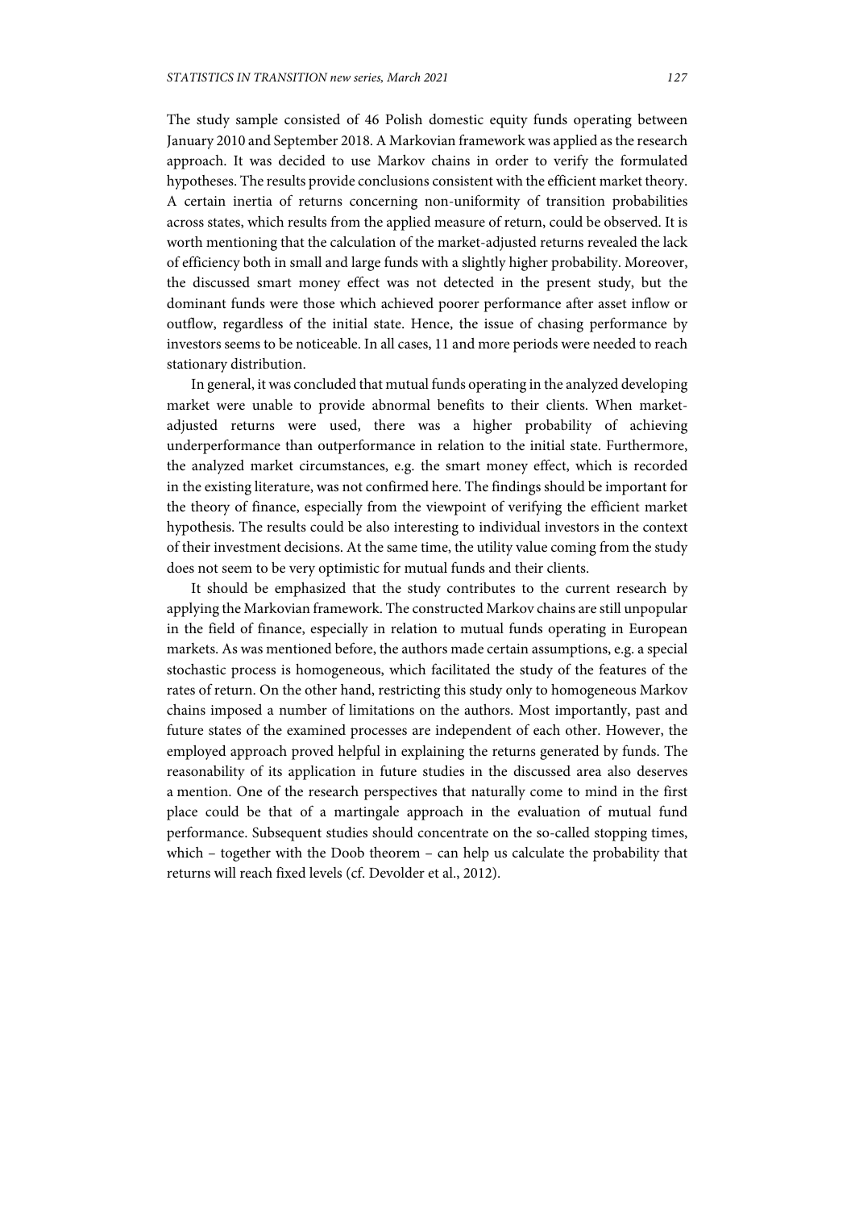The study sample consisted of 46 Polish domestic equity funds operating between January 2010 and September 2018. A Markovian framework was applied as the research approach. It was decided to use Markov chains in order to verify the formulated hypotheses. The results provide conclusions consistent with the efficient market theory. A certain inertia of returns concerning non-uniformity of transition probabilities across states, which results from the applied measure of return, could be observed. It is worth mentioning that the calculation of the market-adjusted returns revealed the lack of efficiency both in small and large funds with a slightly higher probability. Moreover, the discussed smart money effect was not detected in the present study, but the dominant funds were those which achieved poorer performance after asset inflow or outflow, regardless of the initial state. Hence, the issue of chasing performance by investors seems to be noticeable. In all cases, 11 and more periods were needed to reach stationary distribution.

In general, it was concluded that mutual funds operating in the analyzed developing market were unable to provide abnormal benefits to their clients. When market-adjusted returns were used, there was a higher probability of achieving underperformance than outperformance in relation to the initial state. Furthermore, the analyzed market circumstances, e.g. the smart money effect, which is recorded in the existing literature, was not confirmed here. The findings should be important for the theory of finance, especially from the viewpoint of verifying the efficient market hypothesis. The results could be also interesting to individual investors in the context of their investment decisions. At the same time, the utility value coming from the study does not seem to be very optimistic for mutual funds and their clients.

It should be emphasized that the study contributes to the current research by applying the Markovian framework. The constructed Markov chains are still unpopular in the field of finance, especially in relation to mutual funds operating in European markets. As was mentioned before, the authors made certain assumptions, e.g. a special stochastic process is homogeneous, which facilitated the study of the features of the rates of return. On the other hand, restricting this study only to homogeneous Markov chains imposed a number of limitations on the authors. Most importantly, past and future states of the examined processes are independent of each other. However, the employed approach proved helpful in explaining the returns generated by funds. The reasonability of its application in future studies in the discussed area also deserves a mention. One of the research perspectives that naturally come to mind in the first place could be that of a martingale approach in the evaluation of mutual fund performance. Subsequent studies should concentrate on the so-called stopping times, which – together with the Doob theorem – can help us calculate the probability that returns will reach fixed levels (cf. Devolder et al., 2012).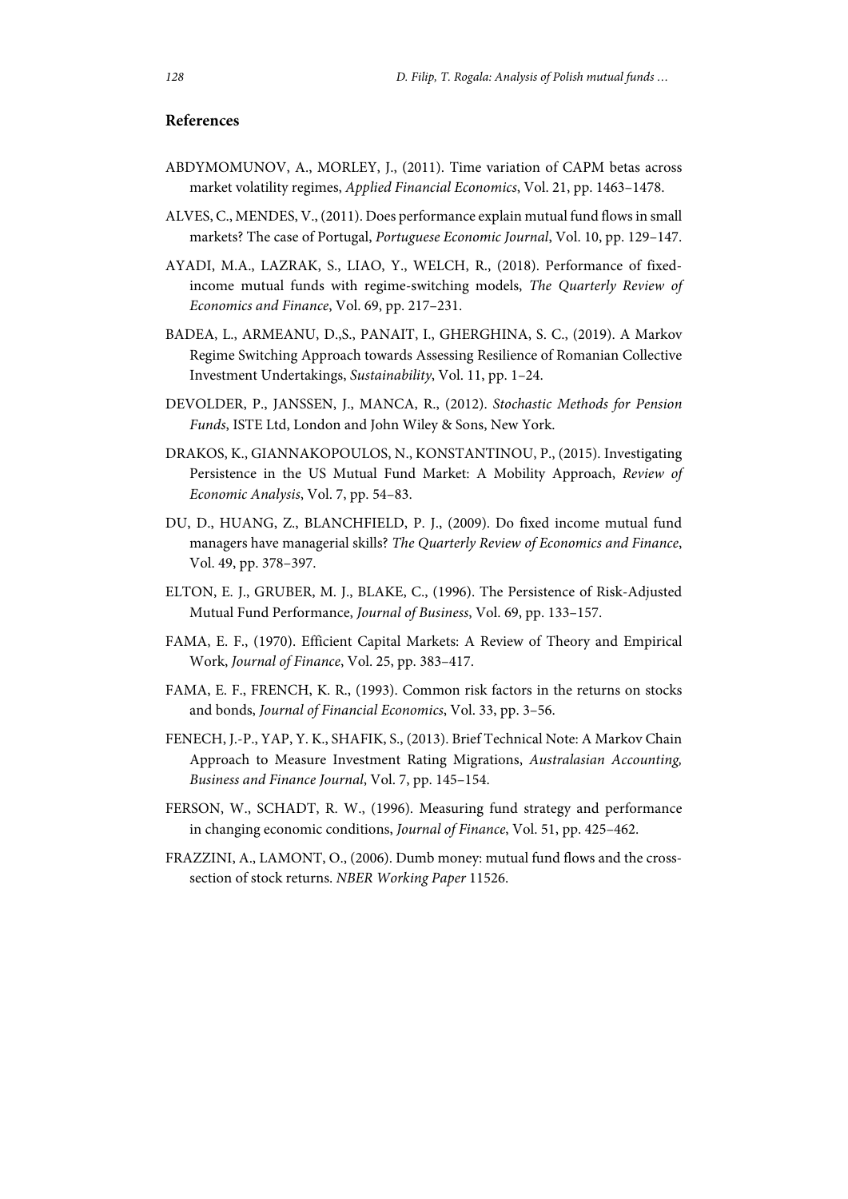## References

ABDYMOMUNOV, A., MORLEY, J., (2011). Time variation of CAPM betas across market volatility regimes, *Applied Financial Economics*, Vol. 21, pp. 1463–1478.

ALVES, C., MENDES, V., (2011). Does performance explain mutual fund flows in small markets? The case of Portugal, *Portuguese Economic Journal*, Vol. 10, pp. 129–147.

AYADI, M.A., LAZRAK, S., LIAO, Y., WELCH, R., (2018). Performance of fixed-income mutual funds with regime-switching models, *The Quarterly Review of Economics and Finance*, Vol. 69, pp. 217–231.

BADEA, L., ARMEANU, D.,S., PANAIT, I., GHERGHINA, S. C., (2019). A Markov Regime Switching Approach towards Assessing Resilience of Romanian Collective Investment Undertakings, *Sustainability*, Vol. 11, pp. 1–24.

DEVOLDER, P., JANSSEN, J., MANCA, R., (2012). *Stochastic Methods for Pension Funds*, ISTE Ltd, London and John Wiley & Sons, New York.

DRAKOS, K., GIANNAKOPOULOS, N., KONSTANTINOU, P., (2015). Investigating Persistence in the US Mutual Fund Market: A Mobility Approach, *Review of Economic Analysis*, Vol. 7, pp. 54–83.

DU, D., HUANG, Z., BLANCHFIELD, P. J., (2009). Do fixed income mutual fund managers have managerial skills? *The Quarterly Review of Economics and Finance*, Vol. 49, pp. 378–397.

ELTON, E. J., GRUBER, M. J., BLAKE, C., (1996). The Persistence of Risk-Adjusted Mutual Fund Performance, *Journal of Business*, Vol. 69, pp. 133–157.

FAMA, E. F., (1970). Efficient Capital Markets: A Review of Theory and Empirical Work, *Journal of Finance*, Vol. 25, pp. 383–417.

FAMA, E. F., FRENCH, K. R., (1993). Common risk factors in the returns on stocks and bonds, *Journal of Financial Economics*, Vol. 33, pp. 3–56.

FENECH, J.-P., YAP, Y. K., SHAFIK, S., (2013). Brief Technical Note: A Markov Chain Approach to Measure Investment Rating Migrations, *Australasian Accounting, Business and Finance Journal*, Vol. 7, pp. 145–154.

FERSON, W., SCHADT, R. W., (1996). Measuring fund strategy and performance in changing economic conditions, *Journal of Finance*, Vol. 51, pp. 425–462.

FRAZZINI, A., LAMONT, O., (2006). Dumb money: mutual fund flows and the cross-section of stock returns. *NBER Working Paper* 11526.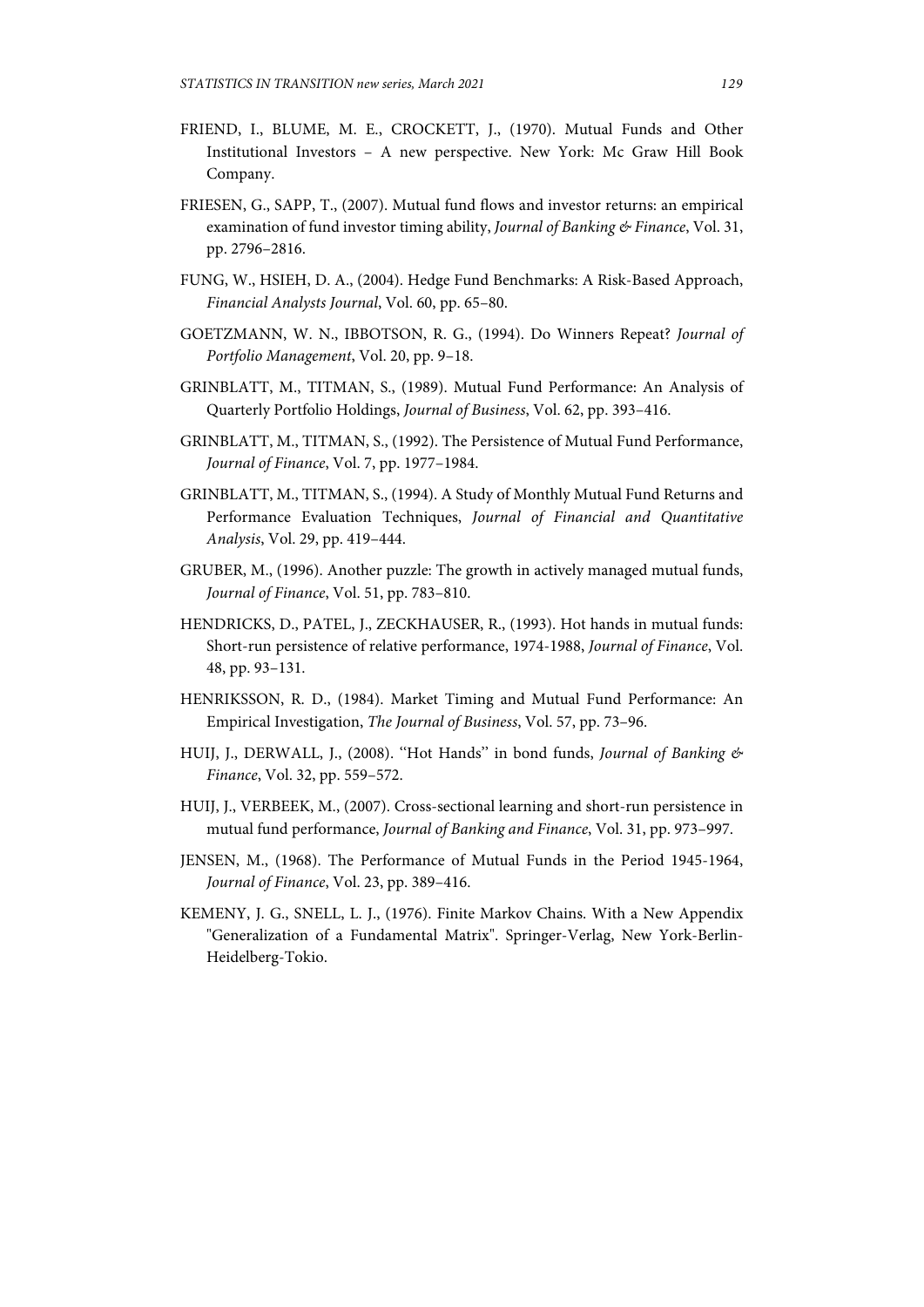FRIEND, I., BLUME, M. E., CROCKETT, J., (1970). Mutual Funds and Other Institutional Investors – A new perspective. New York: Mc Graw Hill Book Company.

FRIESEN, G., SAPP, T., (2007). Mutual fund flows and investor returns: an empirical examination of fund investor timing ability, *Journal of Banking & Finance*, Vol. 31, pp. 2796–2816.

FUNG, W., HSIEH, D. A., (2004). Hedge Fund Benchmarks: A Risk-Based Approach, *Financial Analysts Journal*, Vol. 60, pp. 65–80.

GOETZMANN, W. N., IBBOTSON, R. G., (1994). Do Winners Repeat? *Journal of Portfolio Management*, Vol. 20, pp. 9–18.

GRINBLATT, M., TITMAN, S., (1989). Mutual Fund Performance: An Analysis of Quarterly Portfolio Holdings, *Journal of Business*, Vol. 62, pp. 393–416.

GRINBLATT, M., TITMAN, S., (1992). The Persistence of Mutual Fund Performance, *Journal of Finance*, Vol. 7, pp. 1977–1984.

GRINBLATT, M., TITMAN, S., (1994). A Study of Monthly Mutual Fund Returns and Performance Evaluation Techniques, *Journal of Financial and Quantitative Analysis*, Vol. 29, pp. 419–444.

GRUBER, M., (1996). Another puzzle: The growth in actively managed mutual funds, *Journal of Finance*, Vol. 51, pp. 783–810.

HENDRICKS, D., PATEL, J., ZECKHAUSER, R., (1993). Hot hands in mutual funds: Short-run persistence of relative performance, 1974-1988, *Journal of Finance*, Vol. 48, pp. 93–131.

HENRIKSSON, R. D., (1984). Market Timing and Mutual Fund Performance: An Empirical Investigation, *The Journal of Business*, Vol. 57, pp. 73–96.

HUIJ, J., DERWALL, J., (2008). ''Hot Hands'' in bond funds, *Journal of Banking & Finance*, Vol. 32, pp. 559–572.

HUIJ, J., VERBEEK, M., (2007). Cross-sectional learning and short-run persistence in mutual fund performance, *Journal of Banking and Finance*, Vol. 31, pp. 973–997.

JENSEN, M., (1968). The Performance of Mutual Funds in the Period 1945-1964, *Journal of Finance*, Vol. 23, pp. 389–416.

KEMENY, J. G., SNELL, L. J., (1976). Finite Markov Chains. With a New Appendix "Generalization of a Fundamental Matrix". Springer-Verlag, New York-Berlin-Heidelberg-Tokio.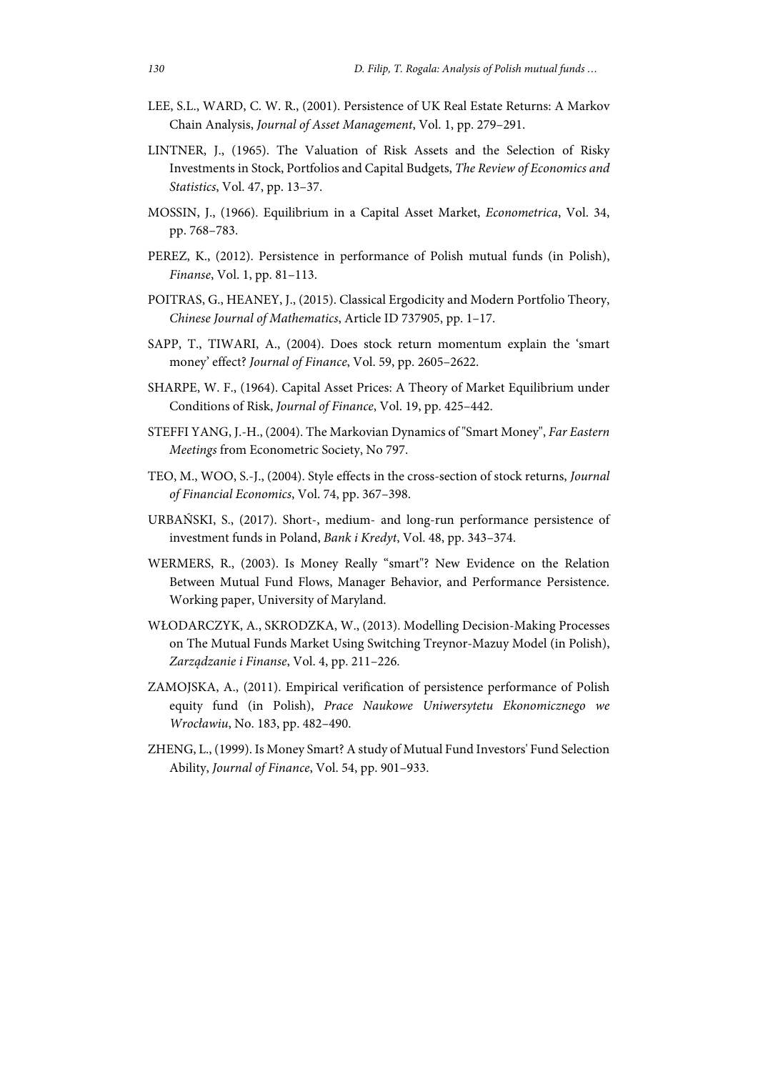LEE, S.L., WARD, C. W. R., (2001). Persistence of UK Real Estate Returns: A Markov Chain Analysis, *Journal of Asset Management*, Vol. 1, pp. 279–291.

LINTNER, J., (1965). The Valuation of Risk Assets and the Selection of Risky Investments in Stock, Portfolios and Capital Budgets, *The Review of Economics and Statistics*, Vol. 47, pp. 13–37.

MOSSIN, J., (1966). Equilibrium in a Capital Asset Market, *Econometrica*, Vol. 34, pp. 768–783.

PEREZ, K., (2012). Persistence in performance of Polish mutual funds (in Polish), *Finanse*, Vol. 1, pp. 81–113.

POITRAS, G., HEANEY, J., (2015). Classical Ergodicity and Modern Portfolio Theory, *Chinese Journal of Mathematics*, Article ID 737905, pp. 1–17.

SAPP, T., TIWARI, A., (2004). Does stock return momentum explain the 'smart money' effect? *Journal of Finance*, Vol. 59, pp. 2605–2622.

SHARPE, W. F., (1964). Capital Asset Prices: A Theory of Market Equilibrium under Conditions of Risk, *Journal of Finance*, Vol. 19, pp. 425–442.

STEFFI YANG, J.-H., (2004). The Markovian Dynamics of "Smart Money", *Far Eastern Meetings* from Econometric Society, No 797.

TEO, M., WOO, S.-J., (2004). Style effects in the cross-section of stock returns, *Journal of Financial Economics*, Vol. 74, pp. 367–398.

URBAŃSKI, S., (2017). Short-, medium- and long-run performance persistence of investment funds in Poland, *Bank i Kredyt*, Vol. 48, pp. 343–374.

WERMERS, R., (2003). Is Money Really "smart"? New Evidence on the Relation Between Mutual Fund Flows, Manager Behavior, and Performance Persistence. Working paper, University of Maryland.

WŁODARCZYK, A., SKRODZKA, W., (2013). Modelling Decision-Making Processes on The Mutual Funds Market Using Switching Treynor-Mazuy Model (in Polish), *Zarządzanie i Finanse*, Vol. 4, pp. 211–226.

ZAMOJSKA, A., (2011). Empirical verification of persistence performance of Polish equity fund (in Polish), *Prace Naukowe Uniwersytetu Ekonomicznego we Wrocławiu*, No. 183, pp. 482–490.

ZHENG, L., (1999). Is Money Smart? A study of Mutual Fund Investors' Fund Selection Ability, *Journal of Finance*, Vol. 54, pp. 901–933.